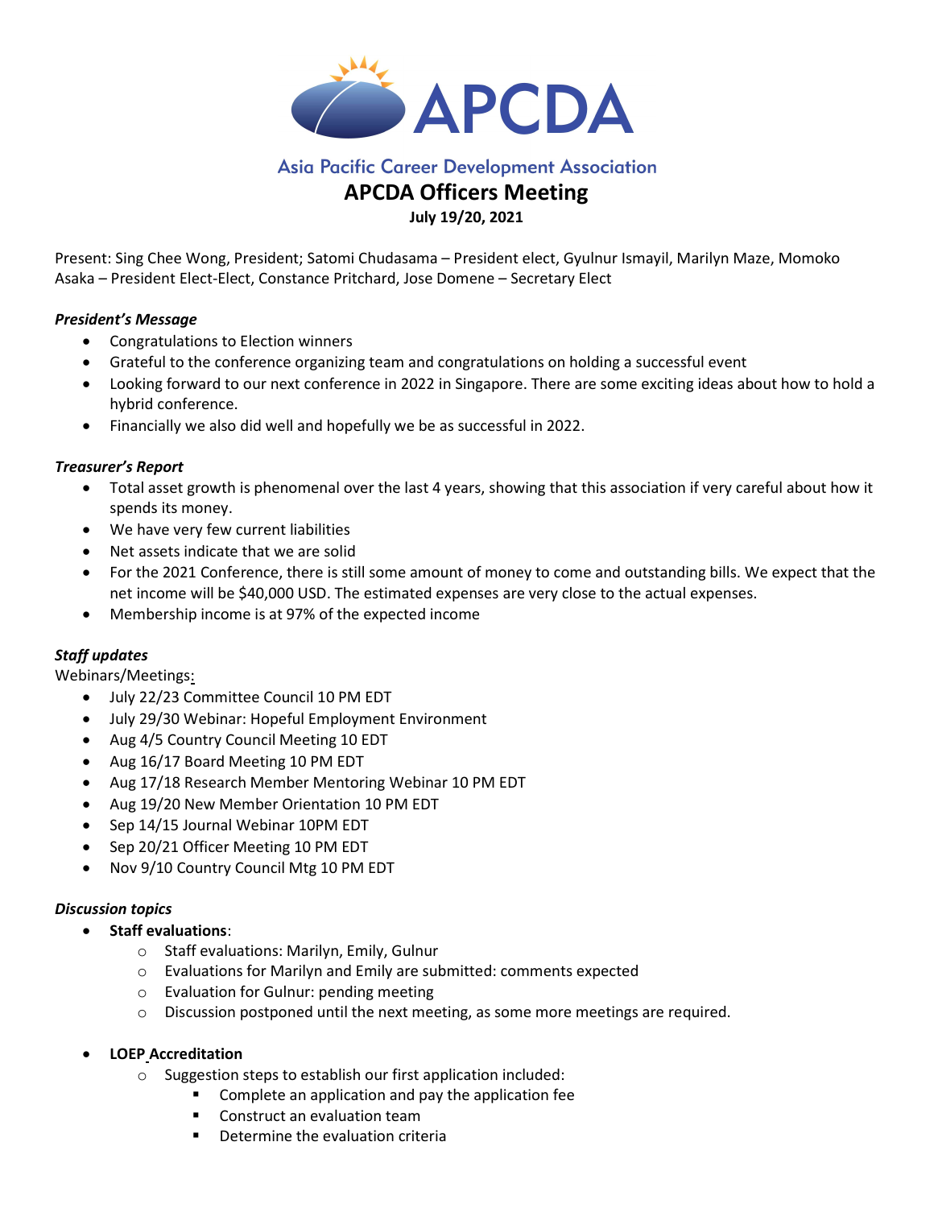# APCDA

Asia Pacific Career Development Association

## APCDA Officers Meeting

**July 19/20, 2021**

Present: Sing Chee Wong, President; Satomi Chudasama – President elect, Gyulnur Ismayil, Marilyn Maze, Momoko Asaka – President Elect-Elect, Constance Pritchard, Jose Domene – Secretary Elect

***President's Message***

- Congratulations to Election winners
- Grateful to the conference organizing team and congratulations on holding a successful event
- Looking forward to our next conference in 2022 in Singapore. There are some exciting ideas about how to hold a hybrid conference.
- Financially we also did well and hopefully we be as successful in 2022.

***Treasurer's Report***

- Total asset growth is phenomenal over the last 4 years, showing that this association if very careful about how it spends its money.
- We have very few current liabilities
- Net assets indicate that we are solid
- For the 2021 Conference, there is still some amount of money to come and outstanding bills. We expect that the net income will be $40,000 USD. The estimated expenses are very close to the actual expenses.
- Membership income is at 97% of the expected income

***Staff updates***

Webinars/Meetings:

- July 22/23 Committee Council 10 PM EDT
- July 29/30 Webinar: Hopeful Employment Environment
- Aug 4/5 Country Council Meeting 10 EDT
- Aug 16/17 Board Meeting 10 PM EDT
- Aug 17/18 Research Member Mentoring Webinar 10 PM EDT
- Aug 19/20 New Member Orientation 10 PM EDT
- Sep 14/15 Journal Webinar 10PM EDT
- Sep 20/21 Officer Meeting 10 PM EDT
- Nov 9/10 Country Council Mtg 10 PM EDT

***Discussion topics***

- **Staff evaluations**:
  - Staff evaluations: Marilyn, Emily, Gulnur
  - Evaluations for Marilyn and Emily are submitted: comments expected
  - Evaluation for Gulnur: pending meeting
  - Discussion postponed until the next meeting, as some more meetings are required.

- **LOEP Accreditation**
  - Suggestion steps to establish our first application included:
    - Complete an application and pay the application fee
    - Construct an evaluation team
    - Determine the evaluation criteria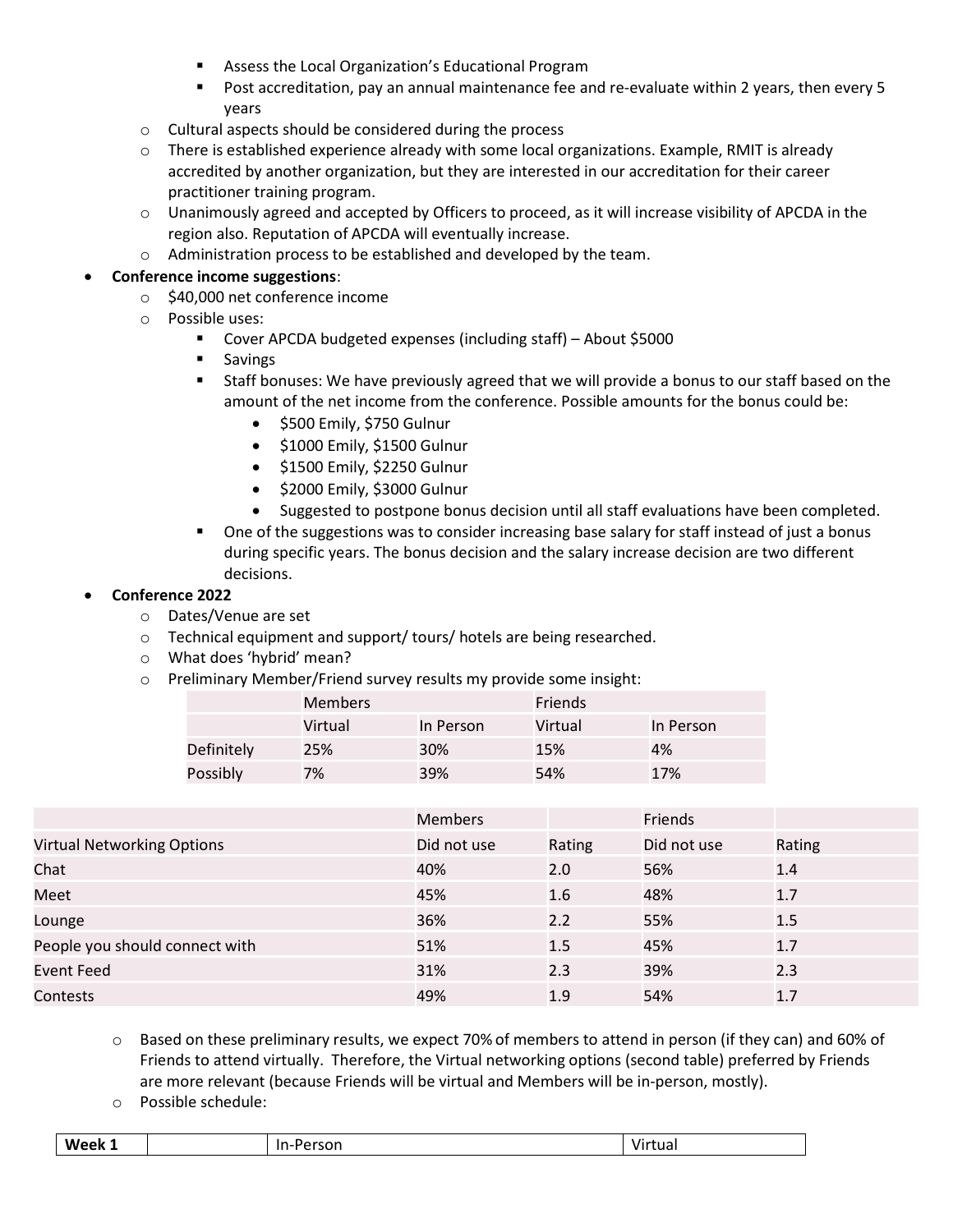- Assess the Local Organization's Educational Program
        - Post accreditation, pay an annual maintenance fee and re-evaluate within 2 years, then every 5 years
    - Cultural aspects should be considered during the process
    - There is established experience already with some local organizations. Example, RMIT is already accredited by another organization, but they are interested in our accreditation for their career practitioner training program.
    - Unanimously agreed and accepted by Officers to proceed, as it will increase visibility of APCDA in the region also. Reputation of APCDA will eventually increase.
    - Administration process to be established and developed by the team.
- **Conference income suggestions**:
    - $40,000 net conference income
    - Possible uses:
        - Cover APCDA budgeted expenses (including staff) – About $5000
        - Savings
        - Staff bonuses: We have previously agreed that we will provide a bonus to our staff based on the amount of the net income from the conference. Possible amounts for the bonus could be:
            - $500 Emily, $750 Gulnur
            - $1000 Emily, $1500 Gulnur
            - $1500 Emily, $2250 Gulnur
            - $2000 Emily, $3000 Gulnur
            - Suggested to postpone bonus decision until all staff evaluations have been completed.
        - One of the suggestions was to consider increasing base salary for staff instead of just a bonus during specific years. The bonus decision and the salary increase decision are two different decisions.
- **Conference 2022**
    - Dates/Venue are set
    - Technical equipment and support/ tours/ hotels are being researched.
    - What does 'hybrid' mean?
    - Preliminary Member/Friend survey results my provide some insight:

| | Members | | Friends | |
|---|---|---|---|---|
| | Virtual | In Person | Virtual | In Person |
| Definitely | 25% | 30% | 15% | 4% |
| Possibly | 7% | 39% | 54% | 17% |

| | Members | | Friends | |
|---|---|---|---|---|
| Virtual Networking Options | Did not use | Rating | Did not use | Rating |
| Chat | 40% | 2.0 | 56% | 1.4 |
| Meet | 45% | 1.6 | 48% | 1.7 |
| Lounge | 36% | 2.2 | 55% | 1.5 |
| People you should connect with | 51% | 1.5 | 45% | 1.7 |
| Event Feed | 31% | 2.3 | 39% | 2.3 |
| Contests | 49% | 1.9 | 54% | 1.7 |

    - Based on these preliminary results, we expect 70% of members to attend in person (if they can) and 60% of Friends to attend virtually. Therefore, the Virtual networking options (second table) preferred by Friends are more relevant (because Friends will be virtual and Members will be in-person, mostly).
    - Possible schedule:

| **Week 1** | | In-Person | Virtual |
|---|---|---|---|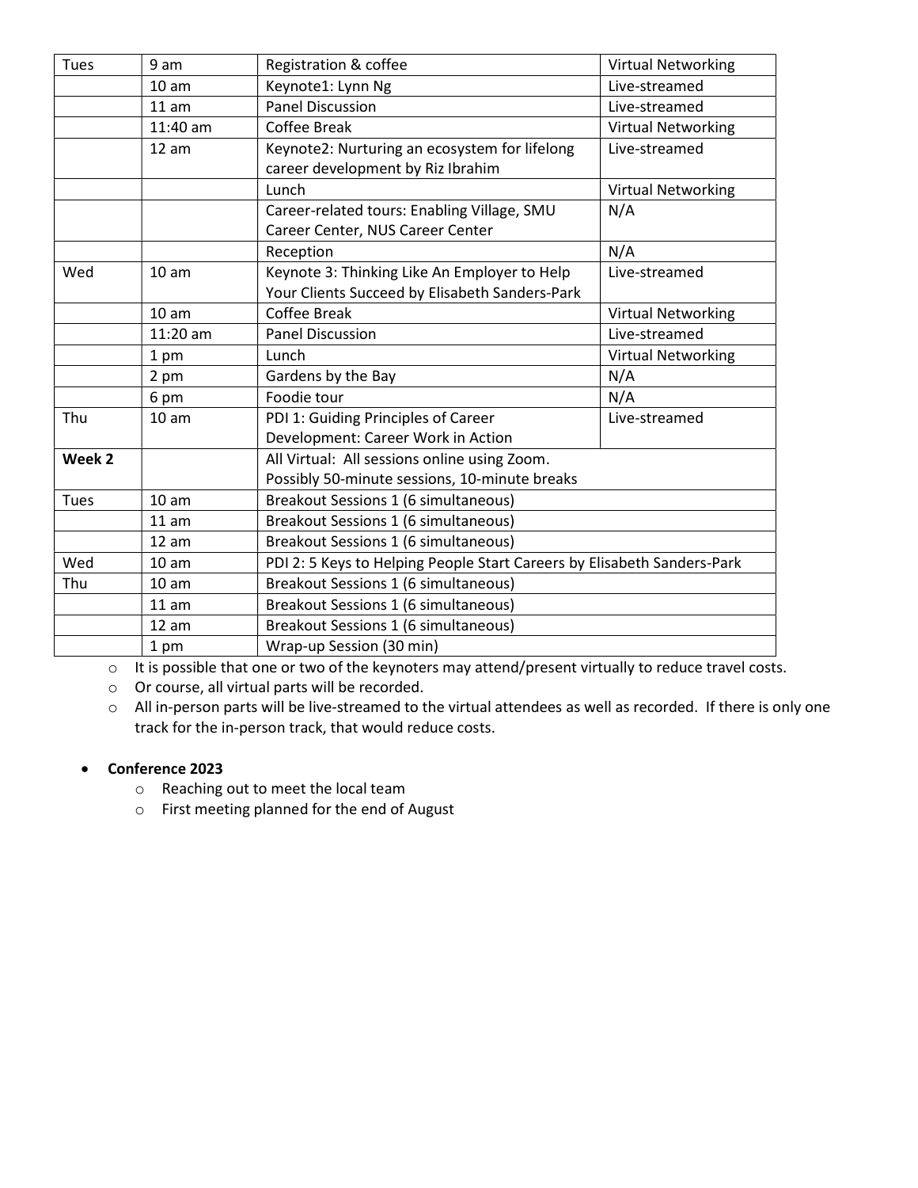| | | | |
|---|---|---|---|
| Tues | 9 am | Registration & coffee | Virtual Networking |
| | 10 am | Keynote1: Lynn Ng | Live-streamed |
| | 11 am | Panel Discussion | Live-streamed |
| | 11:40 am | Coffee Break | Virtual Networking |
| | 12 am | Keynote2: Nurturing an ecosystem for lifelong career development by Riz Ibrahim | Live-streamed |
| | | Lunch | Virtual Networking |
| | | Career-related tours: Enabling Village, SMU Career Center, NUS Career Center | N/A |
| | | Reception | N/A |
| Wed | 10 am | Keynote 3: Thinking Like An Employer to Help Your Clients Succeed by Elisabeth Sanders-Park | Live-streamed |
| | 10 am | Coffee Break | Virtual Networking |
| | 11:20 am | Panel Discussion | Live-streamed |
| | 1 pm | Lunch | Virtual Networking |
| | 2 pm | Gardens by the Bay | N/A |
| | 6 pm | Foodie tour | N/A |
| Thu | 10 am | PDI 1: Guiding Principles of Career Development: Career Work in Action | Live-streamed |
| **Week 2** | | All Virtual: All sessions online using Zoom. Possibly 50-minute sessions, 10-minute breaks | |
| Tues | 10 am | Breakout Sessions 1 (6 simultaneous) | |
| | 11 am | Breakout Sessions 1 (6 simultaneous) | |
| | 12 am | Breakout Sessions 1 (6 simultaneous) | |
| Wed | 10 am | PDI 2: 5 Keys to Helping People Start Careers by Elisabeth Sanders-Park | |
| Thu | 10 am | Breakout Sessions 1 (6 simultaneous) | |
| | 11 am | Breakout Sessions 1 (6 simultaneous) | |
| | 12 am | Breakout Sessions 1 (6 simultaneous) | |
| | 1 pm | Wrap-up Session (30 min) | |

- It is possible that one or two of the keynoters may attend/present virtually to reduce travel costs.
- Or course, all virtual parts will be recorded.
- All in-person parts will be live-streamed to the virtual attendees as well as recorded. If there is only one track for the in-person track, that would reduce costs.

- **Conference 2023**
  - Reaching out to meet the local team
  - First meeting planned for the end of August